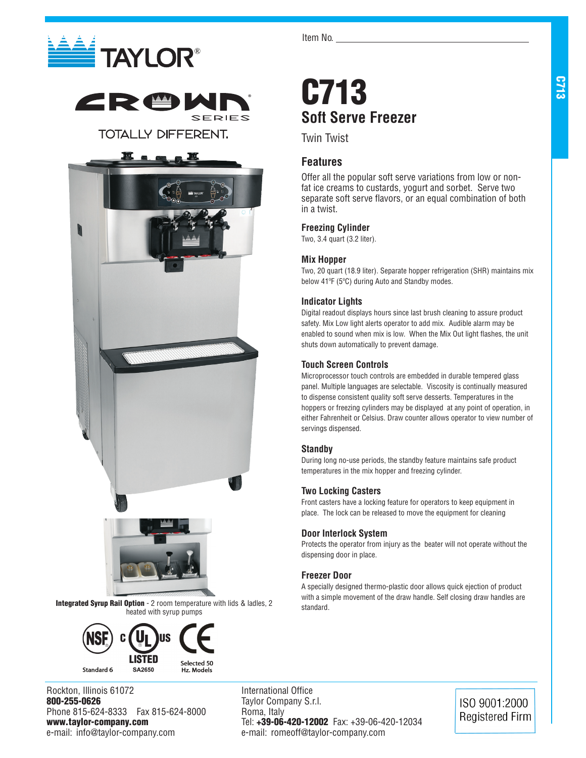TAYLOR®

CROWN® SERIES

TOTALLY DIFFERENT.

Item No. ______________________

# C713

## Soft Serve Freezer

Twin Twist

### Features

Offer all the popular soft serve variations from low or non-fat ice creams to custards, yogurt and sorbet. Serve two separate soft serve flavors, or an equal combination of both in a twist.

### Freezing Cylinder

Two, 3.4 quart (3.2 liter).

### Mix Hopper

Two, 20 quart (18.9 liter). Separate hopper refrigeration (SHR) maintains mix below 41ºF (5ºC) during Auto and Standby modes.

### Indicator Lights

Digital readout displays hours since last brush cleaning to assure product safety. Mix Low light alerts operator to add mix. Audible alarm may be enabled to sound when mix is low. When the Mix Out light flashes, the unit shuts down automatically to prevent damage.

### Touch Screen Controls

Microprocessor touch controls are embedded in durable tempered glass panel. Multiple languages are selectable. Viscosity is continually measured to dispense consistent quality soft serve desserts. Temperatures in the hoppers or freezing cylinders may be displayed at any point of operation, in either Fahrenheit or Celsius. Draw counter allows operator to view number of servings dispensed.

### Standby

During long no-use periods, the standby feature maintains safe product temperatures in the mix hopper and freezing cylinder.

### Two Locking Casters

Front casters have a locking feature for operators to keep equipment in place. The lock can be released to move the equipment for cleaning

### Door Interlock System

Protects the operator from injury as the beater will not operate without the dispensing door in place.

### Freezer Door

A specially designed thermo-plastic door allows quick ejection of product with a simple movement of the draw handle. Self closing draw handles are standard.

**Integrated Syrup Rail Option** - 2 room temperature with lids & ladles, 2 heated with syrup pumps

NSF Standard 6 | c UL us LISTED SA2650 | CE Selected 50 Hz. Models

Rockton, Illinois 61072
**800-255-0626**
Phone 815-624-8333 Fax 815-624-8000
**www.taylor-company.com**
e-mail: info@taylor-company.com

International Office
Taylor Company S.r.l.
Roma, Italy
Tel: **+39-06-420-12002** Fax: +39-06-420-12034
e-mail: romeoff@taylor-company.com

ISO 9001:2000 Registered Firm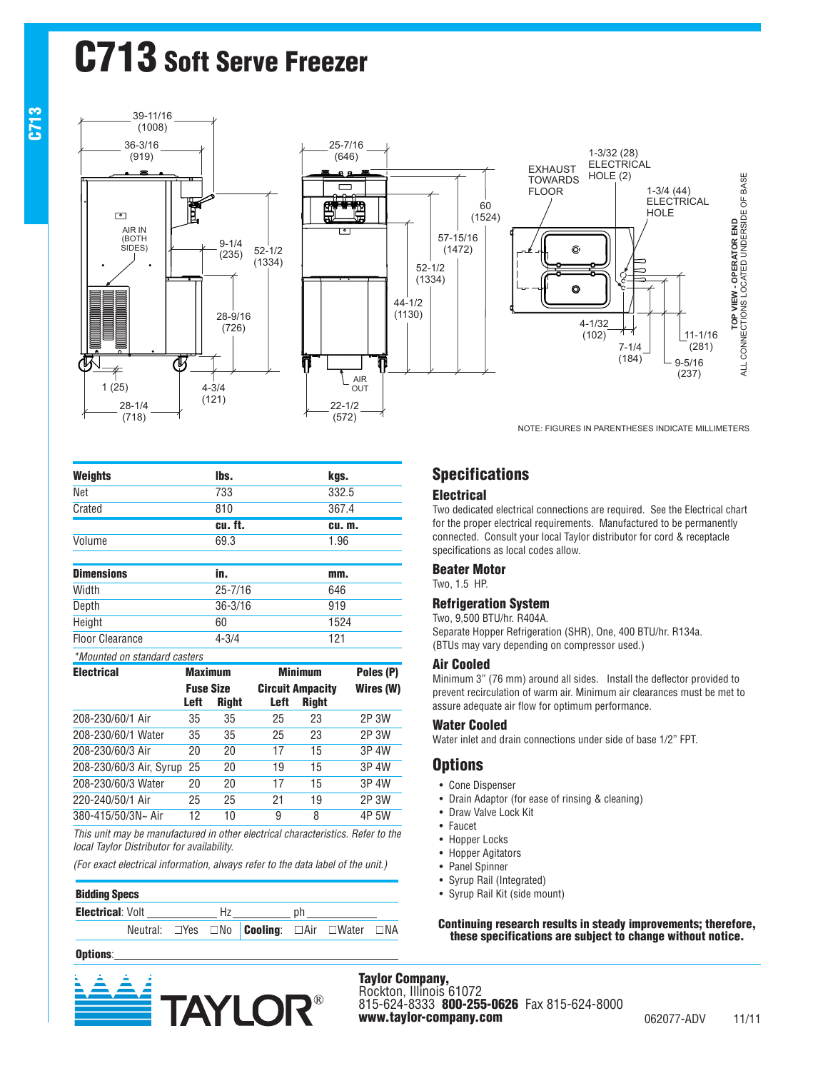# C713 Soft Serve Freezer

39-11/16
(1008)
36-3/16
(919)
AIR IN
(BOTH
SIDES)
9-1/4
(235)
52-1/2
(1334)
28-9/16
(726)
1 (25)
4-3/4
(121)
28-1/4
(718)

25-7/16
(646)
60
(1524)
57-15/16
(1472)
52-1/2
(1334)
44-1/2
(1130)
AIR
OUT
22-1/2
(572)

EXHAUST
TOWARDS
FLOOR
1-3/32 (28)
ELECTRICAL
HOLE (2)
1-3/4 (44)
ELECTRICAL
HOLE
4-1/32
(102)
7-1/4
(184)
11-1/16
(281)
9-5/16
(237)
TOP VIEW - OPERATOR END
ALL CONNECTIONS LOCATED UNDERSIDE OF BASE

NOTE: FIGURES IN PARENTHESES INDICATE MILLIMETERS

| Weights | lbs. | kgs. |
|---|---|---|
| Net | 733 | 332.5 |
| Crated | 810 | 367.4 |
| | cu. ft. | cu. m. |
| Volume | 69.3 | 1.96 |

| Dimensions | in. | mm. |
|---|---|---|
| Width | 25-7/16 | 646 |
| Depth | 36-3/16 | 919 |
| Height | 60 | 1524 |
| Floor Clearance | 4-3/4 | 121 |

*Mounted on standard casters

| Electrical | Maximum Fuse Size | | Minimum Circuit Ampacity | | Poles (P) Wires (W) |
|---|---|---|---|---|---|
| | Left | Right | Left | Right | |
| 208-230/60/1 Air | 35 | 35 | 25 | 23 | 2P 3W |
| 208-230/60/1 Water | 35 | 35 | 25 | 23 | 2P 3W |
| 208-230/60/3 Air | 20 | 20 | 17 | 15 | 3P 4W |
| 208-230/60/3 Air, Syrup | 25 | 20 | 19 | 15 | 3P 4W |
| 208-230/60/3 Water | 20 | 20 | 17 | 15 | 3P 4W |
| 220-240/50/1 Air | 25 | 25 | 21 | 19 | 2P 3W |
| 380-415/50/3N~ Air | 12 | 10 | 9 | 8 | 4P 5W |

*This unit may be manufactured in other electrical characteristics. Refer to the local Taylor Distributor for availability.*

*(For exact electrical information, always refer to the data label of the unit.)*

**Bidding Specs**

**Electrical**: Volt ___________ Hz __________ ph ___________

Neutral: ☐Yes ☐No | **Cooling**: ☐Air ☐Water ☐NA

**Options**: ______________________________

## Specifications

### Electrical

Two dedicated electrical connections are required. See the Electrical chart for the proper electrical requirements. Manufactured to be permanently connected. Consult your local Taylor distributor for cord & receptacle specifications as local codes allow.

### Beater Motor

Two, 1.5 HP.

### Refrigeration System

Two, 9,500 BTU/hr. R404A.
Separate Hopper Refrigeration (SHR), One, 400 BTU/hr. R134a.
(BTUs may vary depending on compressor used.)

### Air Cooled

Minimum 3" (76 mm) around all sides. Install the deflector provided to prevent recirculation of warm air. Minimum air clearances must be met to assure adequate air flow for optimum performance.

### Water Cooled

Water inlet and drain connections under side of base 1/2" FPT.

## Options

- Cone Dispenser
- Drain Adaptor (for ease of rinsing & cleaning)
- Draw Valve Lock Kit
- Faucet
- Hopper Locks
- Hopper Agitators
- Panel Spinner
- Syrup Rail (Integrated)
- Syrup Rail Kit (side mount)

**Continuing research results in steady improvements; therefore, these specifications are subject to change without notice.**

TAYLOR®

**Taylor Company,**
Rockton, Illinois 61072
815-624-8333 **800-255-0626** Fax 815-624-8000
**www.taylor-company.com**

062077-ADV 11/11